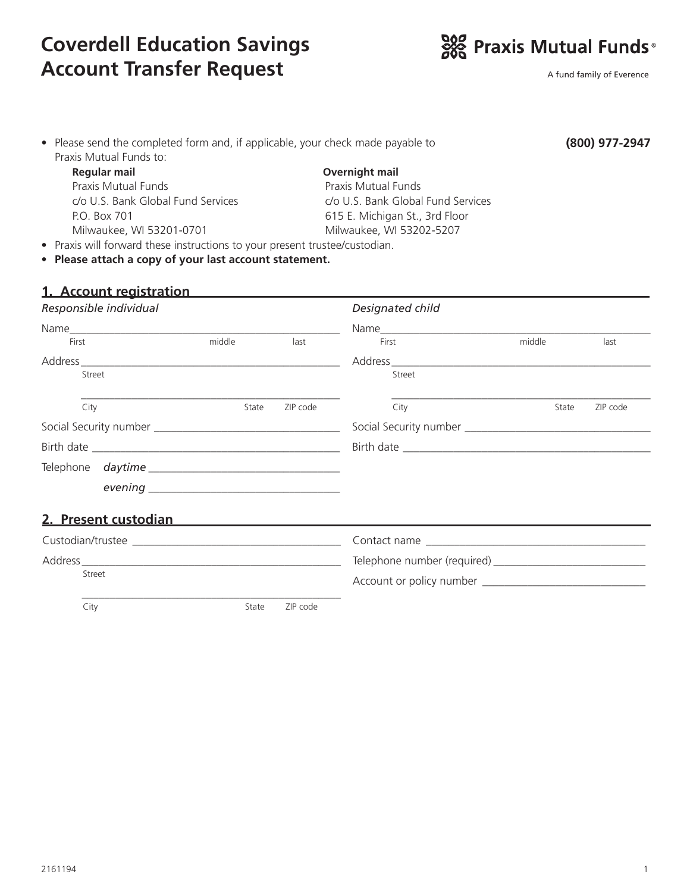# Coverdell Education Savings Account Transfer Request

**Praxis Mutual Funds®**

A fund family of Everence

- Please send the completed form and, if applicable, your check made payable to Praxis Mutual Funds to:

**(800) 977-2947**

**Regular mail**
Praxis Mutual Funds
c/o U.S. Bank Global Fund Services
P.O. Box 701
Milwaukee, WI 53201-0701

**Overnight mail**
Praxis Mutual Funds
c/o U.S. Bank Global Fund Services
615 E. Michigan St., 3rd Floor
Milwaukee, WI 53202-5207

- Praxis will forward these instructions to your present trustee/custodian.
- **Please attach a copy of your last account statement.**

## 1. Account registration

*Responsible individual*

Name ______________________________________________
First middle last

Address ______________________________________________
Street

______________________________________________
City State ZIP code

Social Security number ______________________________

Birth date ______________________________________________

Telephone *daytime* ______________________________

*evening* ______________________________

*Designated child*

Name ______________________________________________
First middle last

Address ______________________________________________
Street

______________________________________________
City State ZIP code

Social Security number ______________________________

Birth date ______________________________________________

## 2. Present custodian

Custodian/trustee ______________________________

Address ______________________________________________
Street

______________________________________________
City State ZIP code

Contact name ______________________________

Telephone number (required) ______________________________

Account or policy number ______________________________

2161194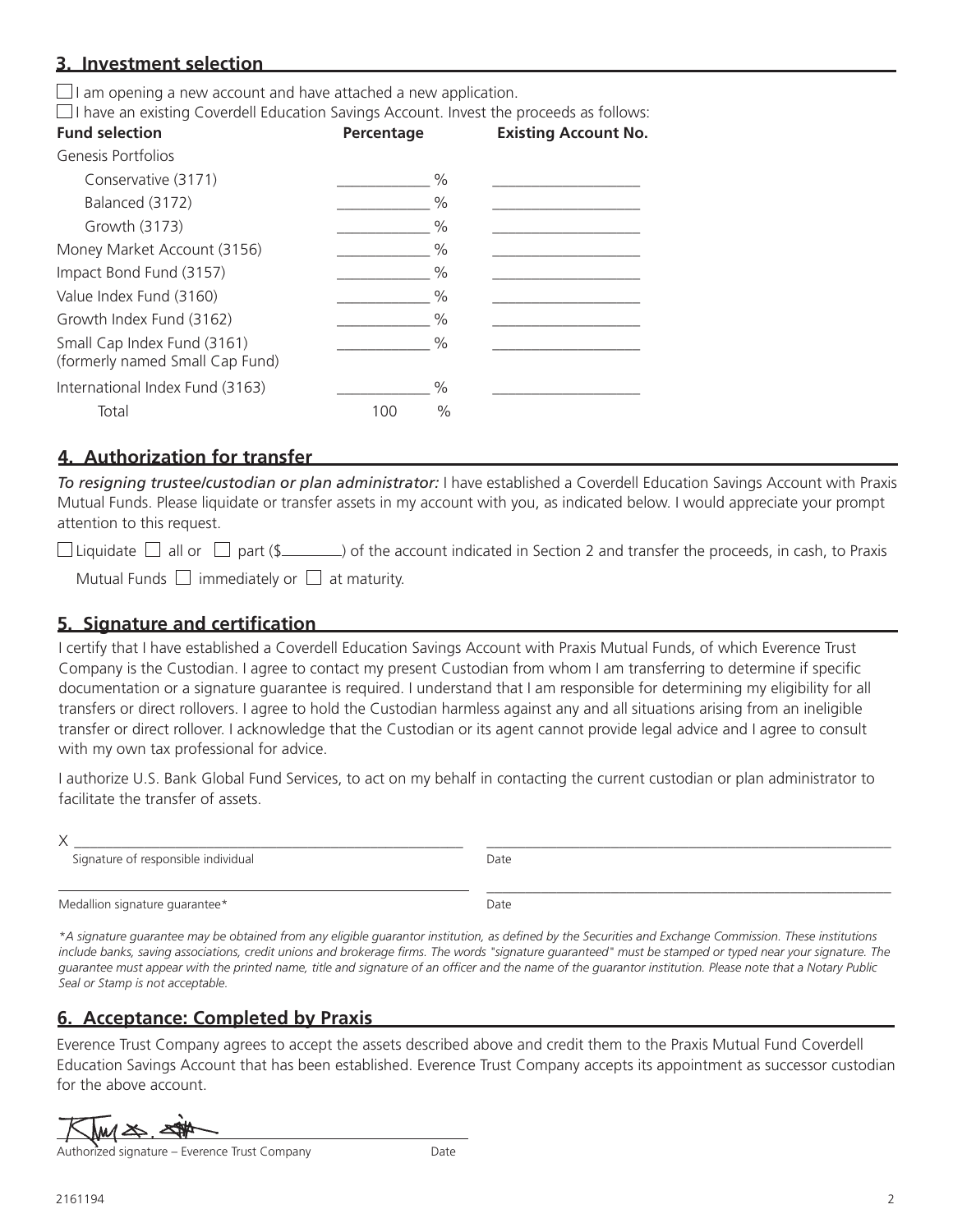## 3. Investment selection

☐ I am opening a new account and have attached a new application.

☐ I have an existing Coverdell Education Savings Account. Invest the proceeds as follows:

| Fund selection | Percentage | Existing Account No. |
|---|---|---|
| Genesis Portfolios | | |
| Conservative (3171) | ________ % | ____________ |
| Balanced (3172) | ________ % | ____________ |
| Growth (3173) | ________ % | ____________ |
| Money Market Account (3156) | ________ % | ____________ |
| Impact Bond Fund (3157) | ________ % | ____________ |
| Value Index Fund (3160) | ________ % | ____________ |
| Growth Index Fund (3162) | ________ % | ____________ |
| Small Cap Index Fund (3161) (formerly named Small Cap Fund) | ________ % | ____________ |
| International Index Fund (3163) | ________ % | ____________ |
| Total | 100 % | |

## 4. Authorization for transfer

*To resigning trustee/custodian or plan administrator:* I have established a Coverdell Education Savings Account with Praxis Mutual Funds. Please liquidate or transfer assets in my account with you, as indicated below. I would appreciate your prompt attention to this request.

☐ Liquidate ☐ all or ☐ part ($________) of the account indicated in Section 2 and transfer the proceeds, in cash, to Praxis Mutual Funds ☐ immediately or ☐ at maturity.

## 5. Signature and certification

I certify that I have established a Coverdell Education Savings Account with Praxis Mutual Funds, of which Everence Trust Company is the Custodian. I agree to contact my present Custodian from whom I am transferring to determine if specific documentation or a signature guarantee is required. I understand that I am responsible for determining my eligibility for all transfers or direct rollovers. I agree to hold the Custodian harmless against any and all situations arising from an ineligible transfer or direct rollover. I acknowledge that the Custodian or its agent cannot provide legal advice and I agree to consult with my own tax professional for advice.

I authorize U.S. Bank Global Fund Services, to act on my behalf in contacting the current custodian or plan administrator to facilitate the transfer of assets.

X ____________________________________ ____________________________________

Signature of responsible individual — Date

____________________________________ ____________________________________

Medallion signature guarantee* — Date

*\*A signature guarantee may be obtained from any eligible guarantor institution, as defined by the Securities and Exchange Commission. These institutions include banks, saving associations, credit unions and brokerage firms. The words "signature guaranteed" must be stamped or typed near your signature. The guarantee must appear with the printed name, title and signature of an officer and the name of the guarantor institution. Please note that a Notary Public Seal or Stamp is not acceptable.*

## 6. Acceptance: Completed by Praxis

Everence Trust Company agrees to accept the assets described above and credit them to the Praxis Mutual Fund Coverdell Education Savings Account that has been established. Everence Trust Company accepts its appointment as successor custodian for the above account.

____________________________________

Authorized signature – Everence Trust Company — Date

2161194